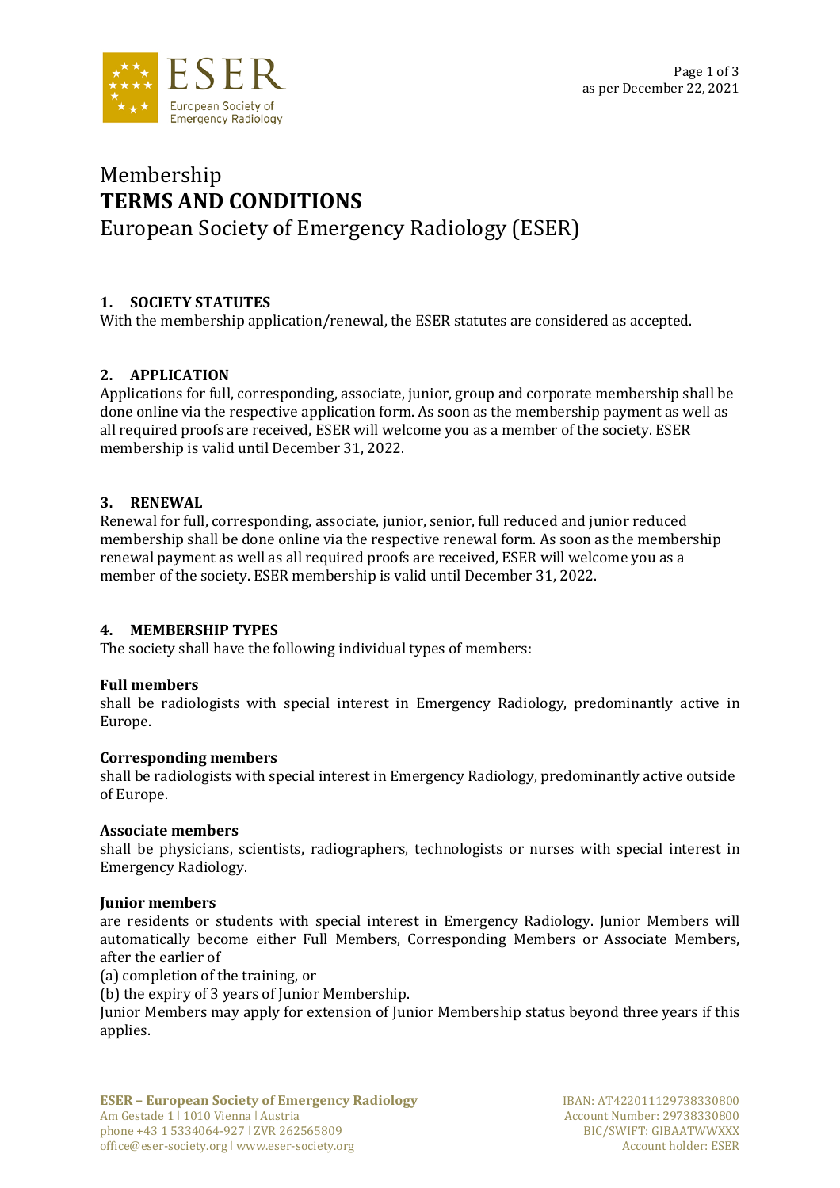# Membership
# TERMS AND CONDITIONS
# European Society of Emergency Radiology (ESER)

## 1. SOCIETY STATUTES

With the membership application/renewal, the ESER statutes are considered as accepted.

## 2. APPLICATION

Applications for full, corresponding, associate, junior, group and corporate membership shall be done online via the respective application form. As soon as the membership payment as well as all required proofs are received, ESER will welcome you as a member of the society. ESER membership is valid until December 31, 2022.

## 3. RENEWAL

Renewal for full, corresponding, associate, junior, senior, full reduced and junior reduced membership shall be done online via the respective renewal form. As soon as the membership renewal payment as well as all required proofs are received, ESER will welcome you as a member of the society. ESER membership is valid until December 31, 2022.

## 4. MEMBERSHIP TYPES

The society shall have the following individual types of members:

**Full members**
shall be radiologists with special interest in Emergency Radiology, predominantly active in Europe.

**Corresponding members**
shall be radiologists with special interest in Emergency Radiology, predominantly active outside of Europe.

**Associate members**
shall be physicians, scientists, radiographers, technologists or nurses with special interest in Emergency Radiology.

**Junior members**
are residents or students with special interest in Emergency Radiology. Junior Members will automatically become either Full Members, Corresponding Members or Associate Members, after the earlier of
(a) completion of the training, or
(b) the expiry of 3 years of Junior Membership.
Junior Members may apply for extension of Junior Membership status beyond three years if this applies.

**ESER – European Society of Emergency Radiology**
Am Gestade 1 | 1010 Vienna | Austria
phone +43 1 5334064-927 | ZVR 262565809
office@eser-society.org | www.eser-society.org

IBAN: AT422011129738330800
Account Number: 29738330800
BIC/SWIFT: GIBAATWWXXX
Account holder: ESER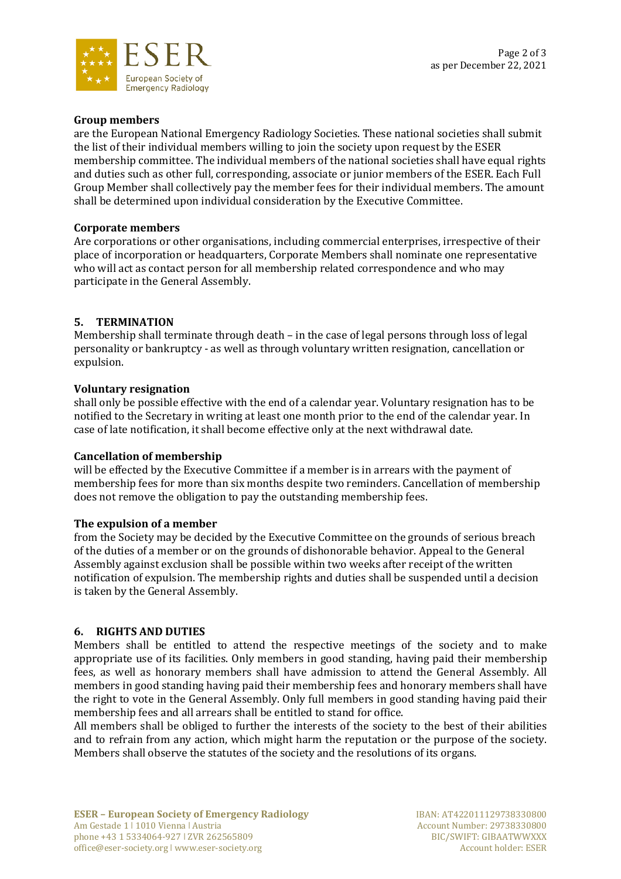**Group members**
are the European National Emergency Radiology Societies. These national societies shall submit the list of their individual members willing to join the society upon request by the ESER membership committee. The individual members of the national societies shall have equal rights and duties such as other full, corresponding, associate or junior members of the ESER. Each Full Group Member shall collectively pay the member fees for their individual members. The amount shall be determined upon individual consideration by the Executive Committee.

**Corporate members**
Are corporations or other organisations, including commercial enterprises, irrespective of their place of incorporation or headquarters, Corporate Members shall nominate one representative who will act as contact person for all membership related correspondence and who may participate in the General Assembly.

## 5. TERMINATION

Membership shall terminate through death – in the case of legal persons through loss of legal personality or bankruptcy - as well as through voluntary written resignation, cancellation or expulsion.

**Voluntary resignation**
shall only be possible effective with the end of a calendar year. Voluntary resignation has to be notified to the Secretary in writing at least one month prior to the end of the calendar year. In case of late notification, it shall become effective only at the next withdrawal date.

**Cancellation of membership**
will be effected by the Executive Committee if a member is in arrears with the payment of membership fees for more than six months despite two reminders. Cancellation of membership does not remove the obligation to pay the outstanding membership fees.

**The expulsion of a member**
from the Society may be decided by the Executive Committee on the grounds of serious breach of the duties of a member or on the grounds of dishonorable behavior. Appeal to the General Assembly against exclusion shall be possible within two weeks after receipt of the written notification of expulsion. The membership rights and duties shall be suspended until a decision is taken by the General Assembly.

## 6. RIGHTS AND DUTIES

Members shall be entitled to attend the respective meetings of the society and to make appropriate use of its facilities. Only members in good standing, having paid their membership fees, as well as honorary members shall have admission to attend the General Assembly. All members in good standing having paid their membership fees and honorary members shall have the right to vote in the General Assembly. Only full members in good standing having paid their membership fees and all arrears shall be entitled to stand for office.
All members shall be obliged to further the interests of the society to the best of their abilities and to refrain from any action, which might harm the reputation or the purpose of the society. Members shall observe the statutes of the society and the resolutions of its organs.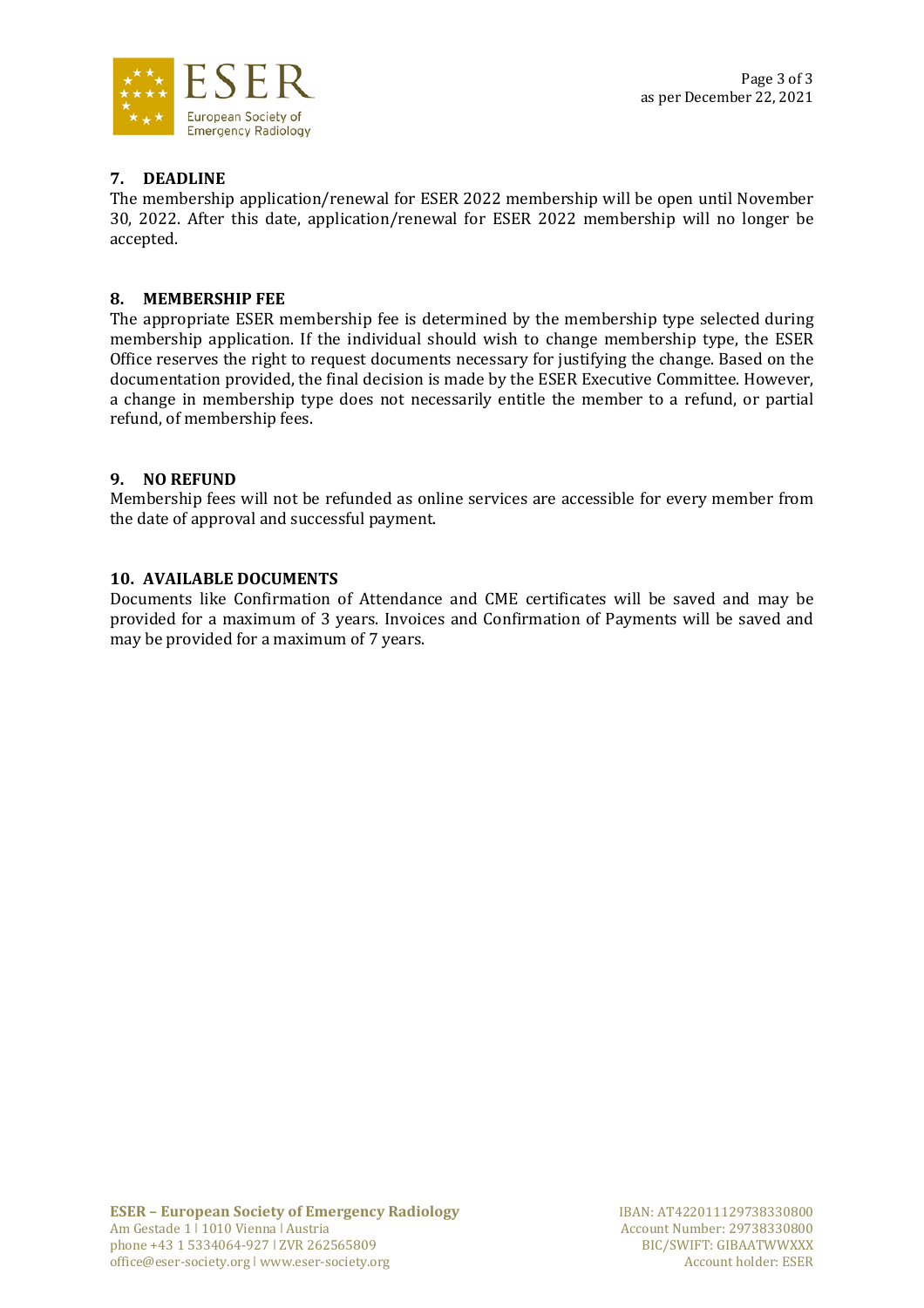## 7. DEADLINE

The membership application/renewal for ESER 2022 membership will be open until November 30, 2022. After this date, application/renewal for ESER 2022 membership will no longer be accepted.

## 8. MEMBERSHIP FEE

The appropriate ESER membership fee is determined by the membership type selected during membership application. If the individual should wish to change membership type, the ESER Office reserves the right to request documents necessary for justifying the change. Based on the documentation provided, the final decision is made by the ESER Executive Committee. However, a change in membership type does not necessarily entitle the member to a refund, or partial refund, of membership fees.

## 9. NO REFUND

Membership fees will not be refunded as online services are accessible for every member from the date of approval and successful payment.

## 10. AVAILABLE DOCUMENTS

Documents like Confirmation of Attendance and CME certificates will be saved and may be provided for a maximum of 3 years. Invoices and Confirmation of Payments will be saved and may be provided for a maximum of 7 years.